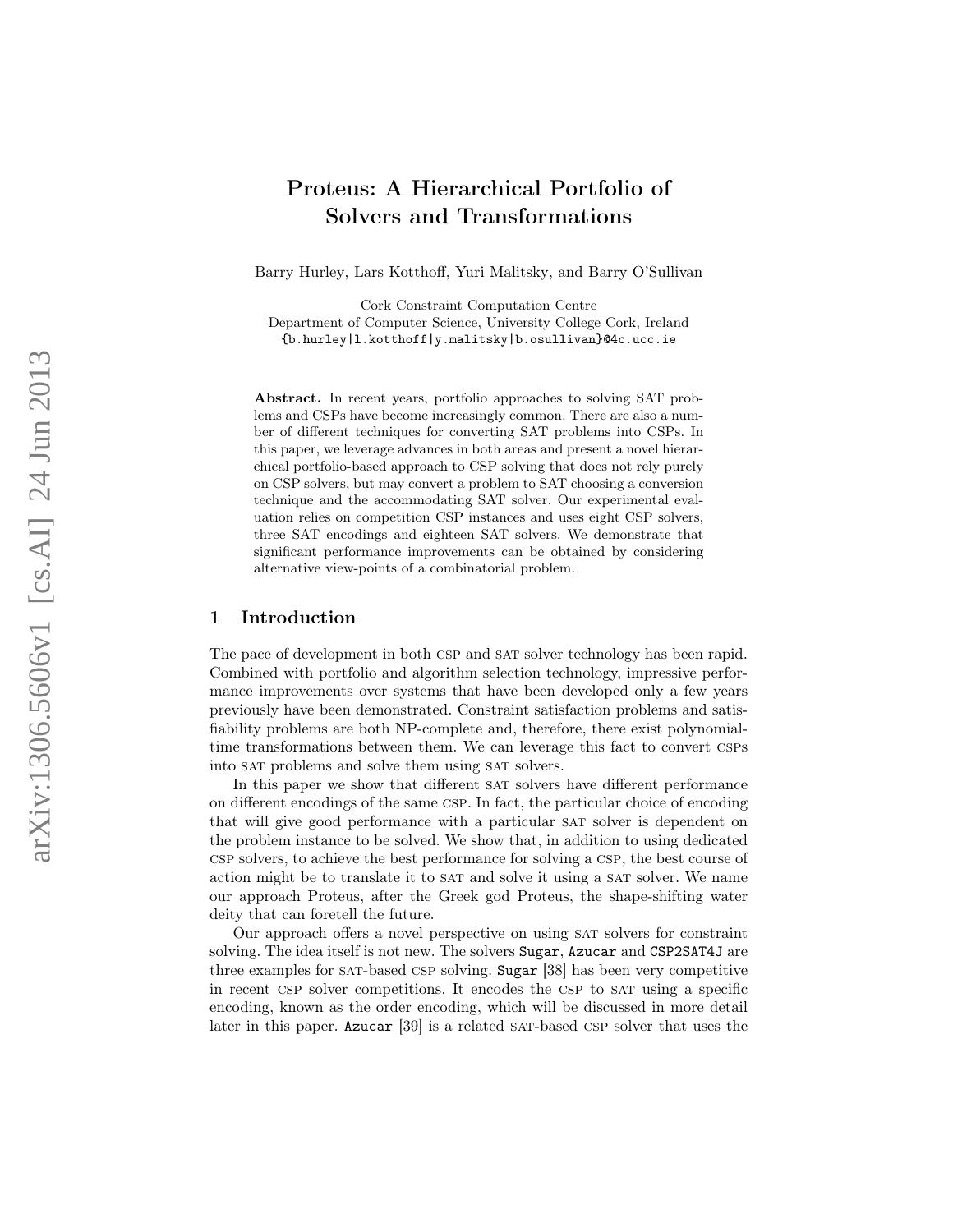# Proteus: A Hierarchical Portfolio of Solvers and Transformations

Barry Hurley, Lars Kotthoff, Yuri Malitsky, and Barry O'Sullivan

Cork Constraint Computation Centre
Department of Computer Science, University College Cork, Ireland
{b.hurley|l.kotthoff|y.malitsky|b.osullivan}@4c.ucc.ie

**Abstract.** In recent years, portfolio approaches to solving SAT problems and CSPs have become increasingly common. There are also a number of different techniques for converting SAT problems into CSPs. In this paper, we leverage advances in both areas and present a novel hierarchical portfolio-based approach to CSP solving that does not rely purely on CSP solvers, but may convert a problem to SAT choosing a conversion technique and the accommodating SAT solver. Our experimental evaluation relies on competition CSP instances and uses eight CSP solvers, three SAT encodings and eighteen SAT solvers. We demonstrate that significant performance improvements can be obtained by considering alternative view-points of a combinatorial problem.

## 1 Introduction

The pace of development in both CSP and SAT solver technology has been rapid. Combined with portfolio and algorithm selection technology, impressive performance improvements over systems that have been developed only a few years previously have been demonstrated. Constraint satisfaction problems and satisfiability problems are both NP-complete and, therefore, there exist polynomial-time transformations between them. We can leverage this fact to convert CSPs into SAT problems and solve them using SAT solvers.

In this paper we show that different SAT solvers have different performance on different encodings of the same CSP. In fact, the particular choice of encoding that will give good performance with a particular SAT solver is dependent on the problem instance to be solved. We show that, in addition to using dedicated CSP solvers, to achieve the best performance for solving a CSP, the best course of action might be to translate it to SAT and solve it using a SAT solver. We name our approach Proteus, after the Greek god Proteus, the shape-shifting water deity that can foretell the future.

Our approach offers a novel perspective on using SAT solvers for constraint solving. The idea itself is not new. The solvers `Sugar`, `Azucar` and `CSP2SAT4J` are three examples for SAT-based CSP solving. `Sugar` [38] has been very competitive in recent CSP solver competitions. It encodes the CSP to SAT using a specific encoding, known as the order encoding, which will be discussed in more detail later in this paper. `Azucar` [39] is a related SAT-based CSP solver that uses the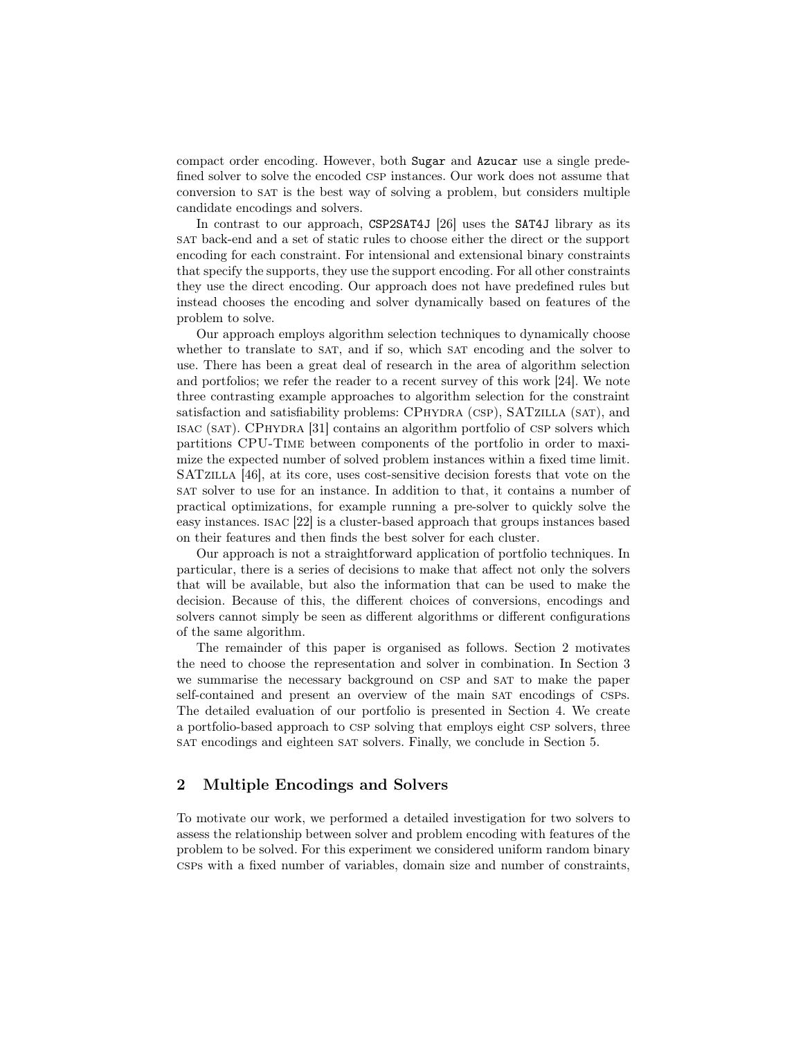compact order encoding. However, both Sugar and Azucar use a single predefined solver to solve the encoded CSP instances. Our work does not assume that conversion to SAT is the best way of solving a problem, but considers multiple candidate encodings and solvers.

In contrast to our approach, CSP2SAT4J [26] uses the SAT4J library as its SAT back-end and a set of static rules to choose either the direct or the support encoding for each constraint. For intensional and extensional binary constraints that specify the supports, they use the support encoding. For all other constraints they use the direct encoding. Our approach does not have predefined rules but instead chooses the encoding and solver dynamically based on features of the problem to solve.

Our approach employs algorithm selection techniques to dynamically choose whether to translate to SAT, and if so, which SAT encoding and the solver to use. There has been a great deal of research in the area of algorithm selection and portfolios; we refer the reader to a recent survey of this work [24]. We note three contrasting example approaches to algorithm selection for the constraint satisfaction and satisfiability problems: CPHYDRA (CSP), SATZILLA (SAT), and ISAC (SAT). CPHYDRA [31] contains an algorithm portfolio of CSP solvers which partitions CPU-TIME between components of the portfolio in order to maximize the expected number of solved problem instances within a fixed time limit. SATZILLA [46], at its core, uses cost-sensitive decision forests that vote on the SAT solver to use for an instance. In addition to that, it contains a number of practical optimizations, for example running a pre-solver to quickly solve the easy instances. ISAC [22] is a cluster-based approach that groups instances based on their features and then finds the best solver for each cluster.

Our approach is not a straightforward application of portfolio techniques. In particular, there is a series of decisions to make that affect not only the solvers that will be available, but also the information that can be used to make the decision. Because of this, the different choices of conversions, encodings and solvers cannot simply be seen as different algorithms or different configurations of the same algorithm.

The remainder of this paper is organised as follows. Section 2 motivates the need to choose the representation and solver in combination. In Section 3 we summarise the necessary background on CSP and SAT to make the paper self-contained and present an overview of the main SAT encodings of CSPs. The detailed evaluation of our portfolio is presented in Section 4. We create a portfolio-based approach to CSP solving that employs eight CSP solvers, three SAT encodings and eighteen SAT solvers. Finally, we conclude in Section 5.

## 2 Multiple Encodings and Solvers

To motivate our work, we performed a detailed investigation for two solvers to assess the relationship between solver and problem encoding with features of the problem to be solved. For this experiment we considered uniform random binary CSPs with a fixed number of variables, domain size and number of constraints,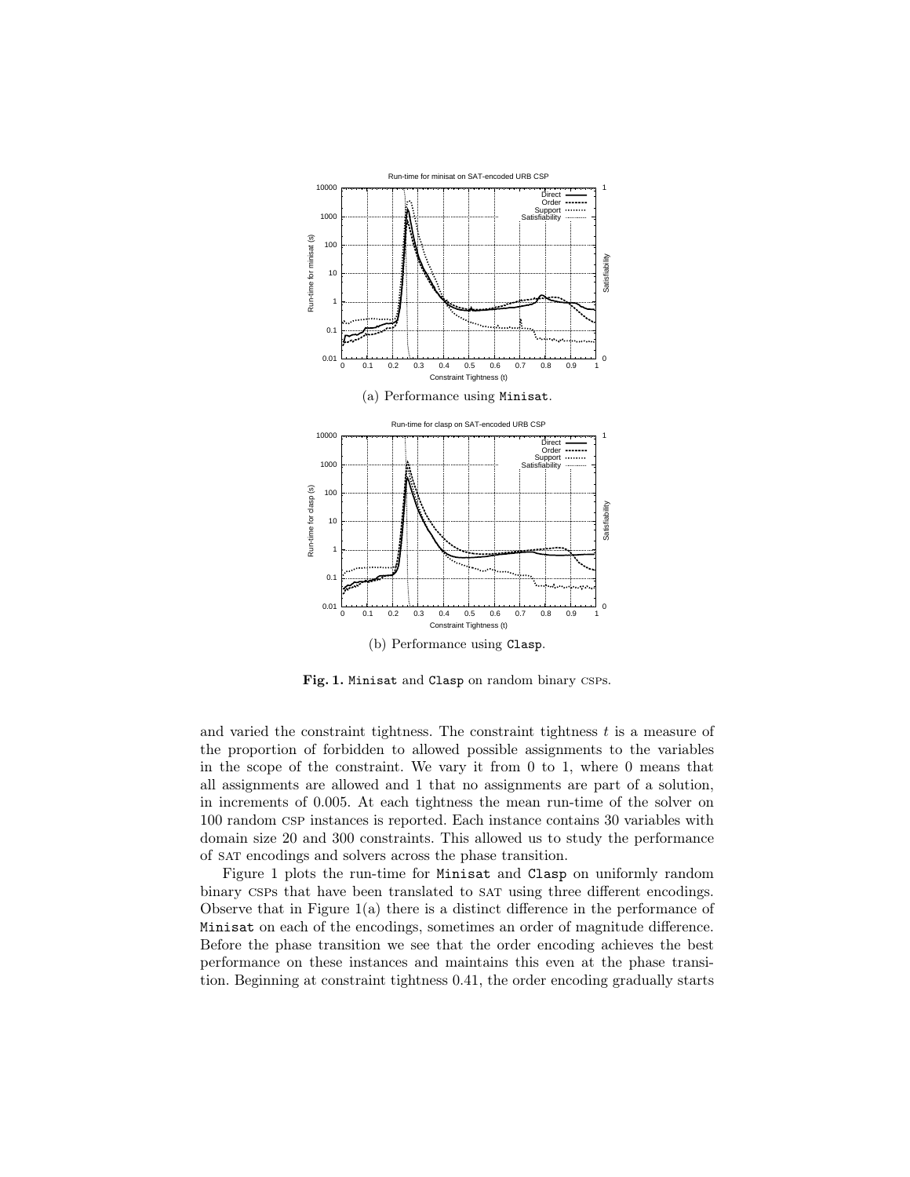(a) Performance using Minisat.

(b) Performance using Clasp.

**Fig. 1.** Minisat and Clasp on random binary CSPs.

and varied the constraint tightness. The constraint tightness $t$ is a measure of the proportion of forbidden to allowed possible assignments to the variables in the scope of the constraint. We vary it from 0 to 1, where 0 means that all assignments are allowed and 1 that no assignments are part of a solution, in increments of 0.005. At each tightness the mean run-time of the solver on 100 random CSP instances is reported. Each instance contains 30 variables with domain size 20 and 300 constraints. This allowed us to study the performance of SAT encodings and solvers across the phase transition.

Figure 1 plots the run-time for Minisat and Clasp on uniformly random binary CSPs that have been translated to SAT using three different encodings. Observe that in Figure 1(a) there is a distinct difference in the performance of Minisat on each of the encodings, sometimes an order of magnitude difference. Before the phase transition we see that the order encoding achieves the best performance on these instances and maintains this even at the phase transition. Beginning at constraint tightness 0.41, the order encoding gradually starts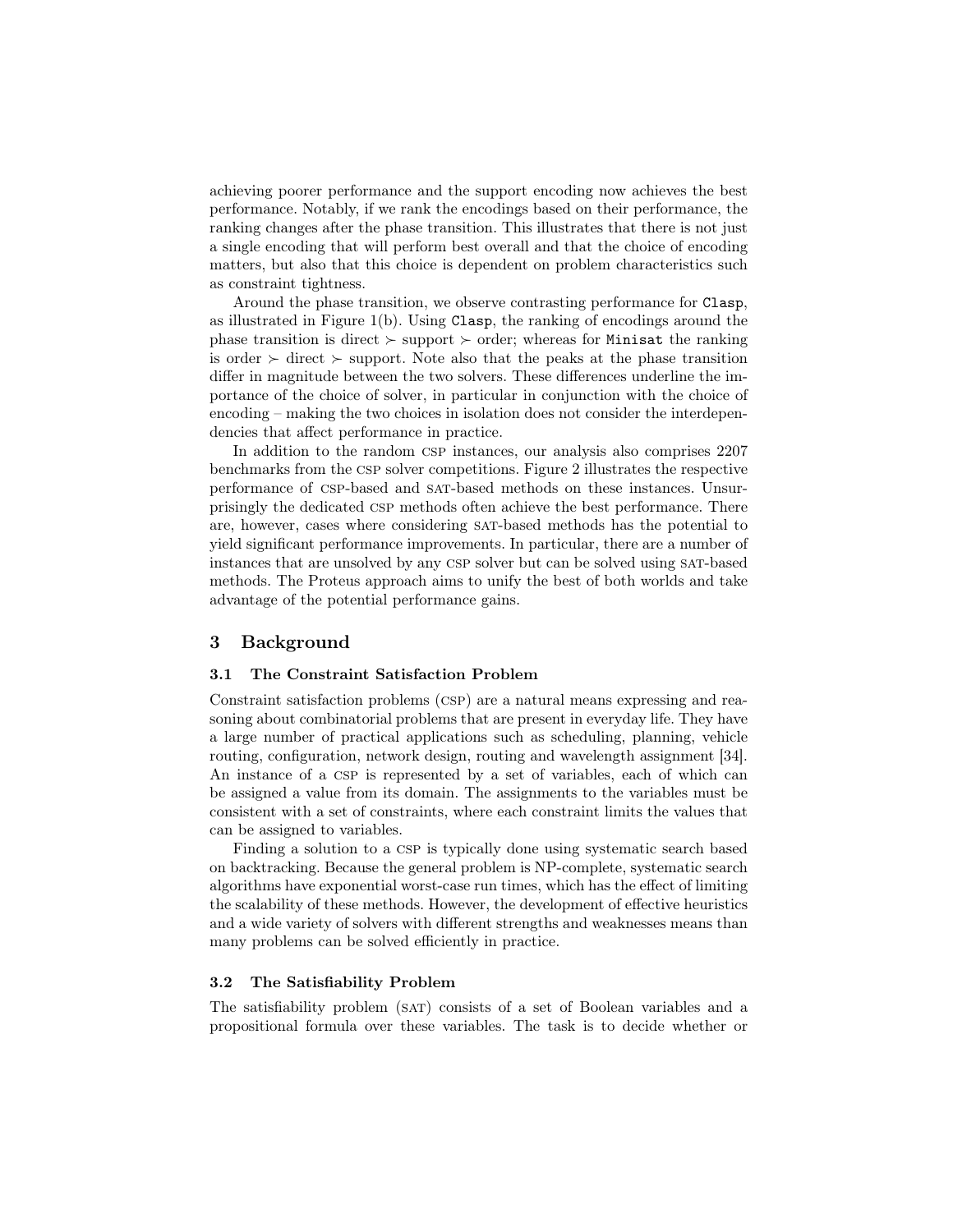achieving poorer performance and the support encoding now achieves the best performance. Notably, if we rank the encodings based on their performance, the ranking changes after the phase transition. This illustrates that there is not just a single encoding that will perform best overall and that the choice of encoding matters, but also that this choice is dependent on problem characteristics such as constraint tightness.

Around the phase transition, we observe contrasting performance for `Clasp`, as illustrated in Figure 1(b). Using `Clasp`, the ranking of encodings around the phase transition is direct $\succ$ support $\succ$ order; whereas for `Minisat` the ranking is order $\succ$ direct $\succ$ support. Note also that the peaks at the phase transition differ in magnitude between the two solvers. These differences underline the importance of the choice of solver, in particular in conjunction with the choice of encoding – making the two choices in isolation does not consider the interdependencies that affect performance in practice.

In addition to the random CSP instances, our analysis also comprises 2207 benchmarks from the CSP solver competitions. Figure 2 illustrates the respective performance of CSP-based and SAT-based methods on these instances. Unsurprisingly the dedicated CSP methods often achieve the best performance. There are, however, cases where considering SAT-based methods has the potential to yield significant performance improvements. In particular, there are a number of instances that are unsolved by any CSP solver but can be solved using SAT-based methods. The Proteus approach aims to unify the best of both worlds and take advantage of the potential performance gains.

## 3 Background

### 3.1 The Constraint Satisfaction Problem

Constraint satisfaction problems (CSP) are a natural means expressing and reasoning about combinatorial problems that are present in everyday life. They have a large number of practical applications such as scheduling, planning, vehicle routing, configuration, network design, routing and wavelength assignment [34]. An instance of a CSP is represented by a set of variables, each of which can be assigned a value from its domain. The assignments to the variables must be consistent with a set of constraints, where each constraint limits the values that can be assigned to variables.

Finding a solution to a CSP is typically done using systematic search based on backtracking. Because the general problem is NP-complete, systematic search algorithms have exponential worst-case run times, which has the effect of limiting the scalability of these methods. However, the development of effective heuristics and a wide variety of solvers with different strengths and weaknesses means than many problems can be solved efficiently in practice.

### 3.2 The Satisfiability Problem

The satisfiability problem (SAT) consists of a set of Boolean variables and a propositional formula over these variables. The task is to decide whether or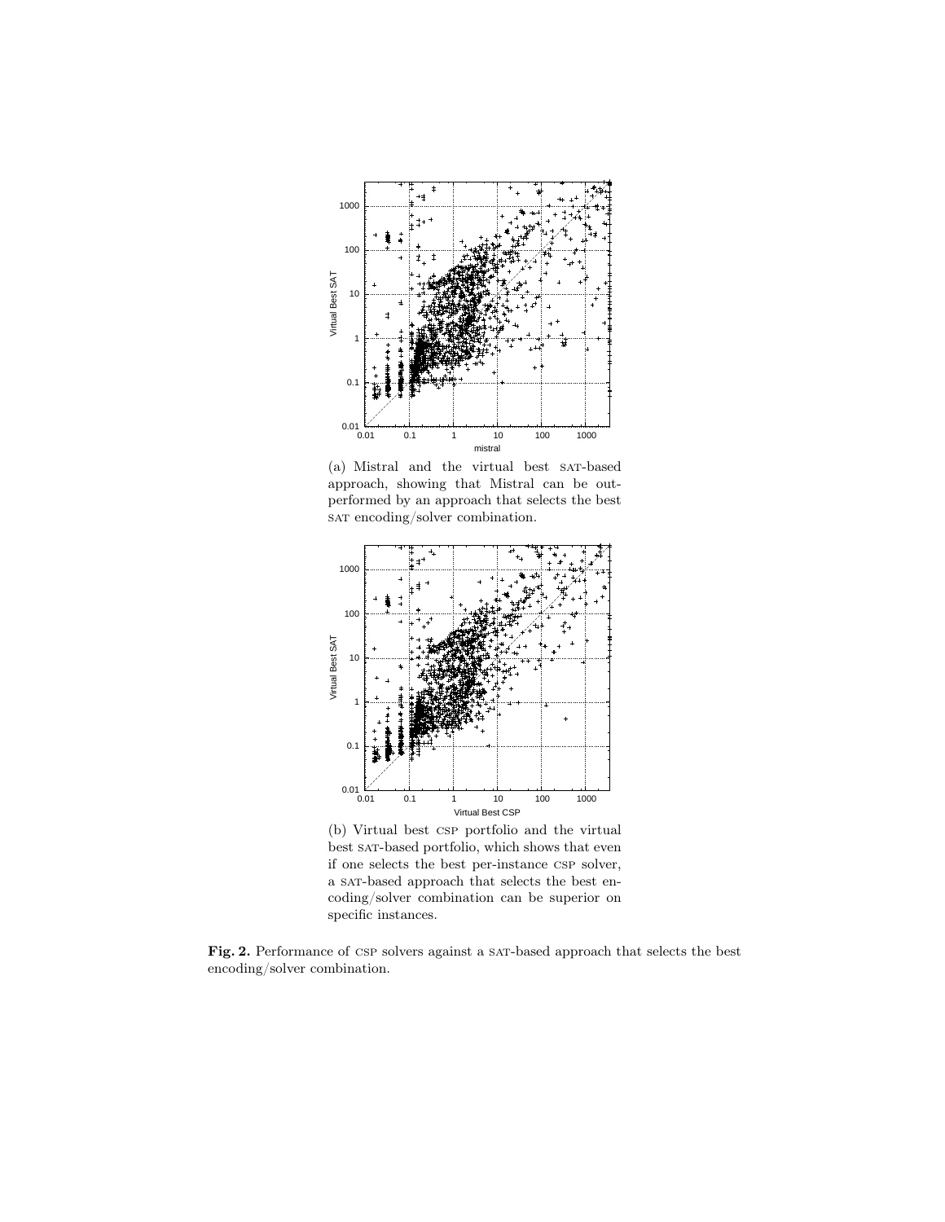(a) Mistral and the virtual best SAT-based approach, showing that Mistral can be outperformed by an approach that selects the best SAT encoding/solver combination.

(b) Virtual best CSP portfolio and the virtual best SAT-based portfolio, which shows that even if one selects the best per-instance CSP solver, a SAT-based approach that selects the best encoding/solver combination can be superior on specific instances.

**Fig. 2.** Performance of CSP solvers against a SAT-based approach that selects the best encoding/solver combination.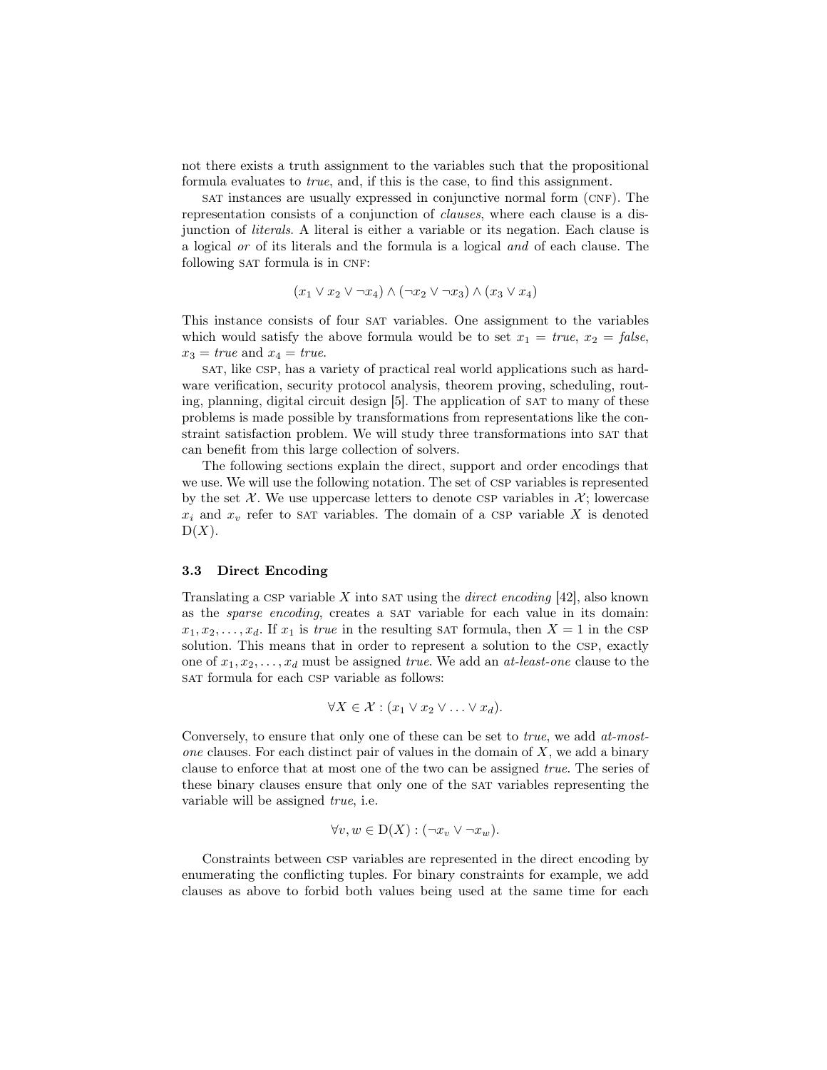not there exists a truth assignment to the variables such that the propositional formula evaluates to *true*, and, if this is the case, to find this assignment.

SAT instances are usually expressed in conjunctive normal form (CNF). The representation consists of a conjunction of *clauses*, where each clause is a disjunction of *literals*. A literal is either a variable or its negation. Each clause is a logical *or* of its literals and the formula is a logical *and* of each clause. The following SAT formula is in CNF:

$$(x_1 \vee x_2 \vee \neg x_4) \wedge (\neg x_2 \vee \neg x_3) \wedge (x_3 \vee x_4)$$

This instance consists of four SAT variables. One assignment to the variables which would satisfy the above formula would be to set $x_1 = \mathit{true}$, $x_2 = \mathit{false}$, $x_3 = \mathit{true}$ and $x_4 = \mathit{true}$.

SAT, like CSP, has a variety of practical real world applications such as hardware verification, security protocol analysis, theorem proving, scheduling, routing, planning, digital circuit design [5]. The application of SAT to many of these problems is made possible by transformations from representations like the constraint satisfaction problem. We will study three transformations into SAT that can benefit from this large collection of solvers.

The following sections explain the direct, support and order encodings that we use. We will use the following notation. The set of CSP variables is represented by the set $\mathcal{X}$. We use uppercase letters to denote CSP variables in $\mathcal{X}$; lowercase $x_i$ and $x_v$ refer to SAT variables. The domain of a CSP variable $X$ is denoted $\mathrm{D}(X)$.

### 3.3 Direct Encoding

Translating a CSP variable $X$ into SAT using the *direct encoding* [42], also known as the *sparse encoding*, creates a SAT variable for each value in its domain: $x_1, x_2, \ldots, x_d$. If $x_1$ is *true* in the resulting SAT formula, then $X = 1$ in the CSP solution. This means that in order to represent a solution to the CSP, exactly one of $x_1, x_2, \ldots, x_d$ must be assigned *true*. We add an *at-least-one* clause to the SAT formula for each CSP variable as follows:

$$\forall X \in \mathcal{X} : (x_1 \vee x_2 \vee \ldots \vee x_d).$$

Conversely, to ensure that only one of these can be set to *true*, we add *at-most-one* clauses. For each distinct pair of values in the domain of $X$, we add a binary clause to enforce that at most one of the two can be assigned *true*. The series of these binary clauses ensure that only one of the SAT variables representing the variable will be assigned *true*, i.e.

$$\forall v, w \in \mathrm{D}(X) : (\neg x_v \vee \neg x_w).$$

Constraints between CSP variables are represented in the direct encoding by enumerating the conflicting tuples. For binary constraints for example, we add clauses as above to forbid both values being used at the same time for each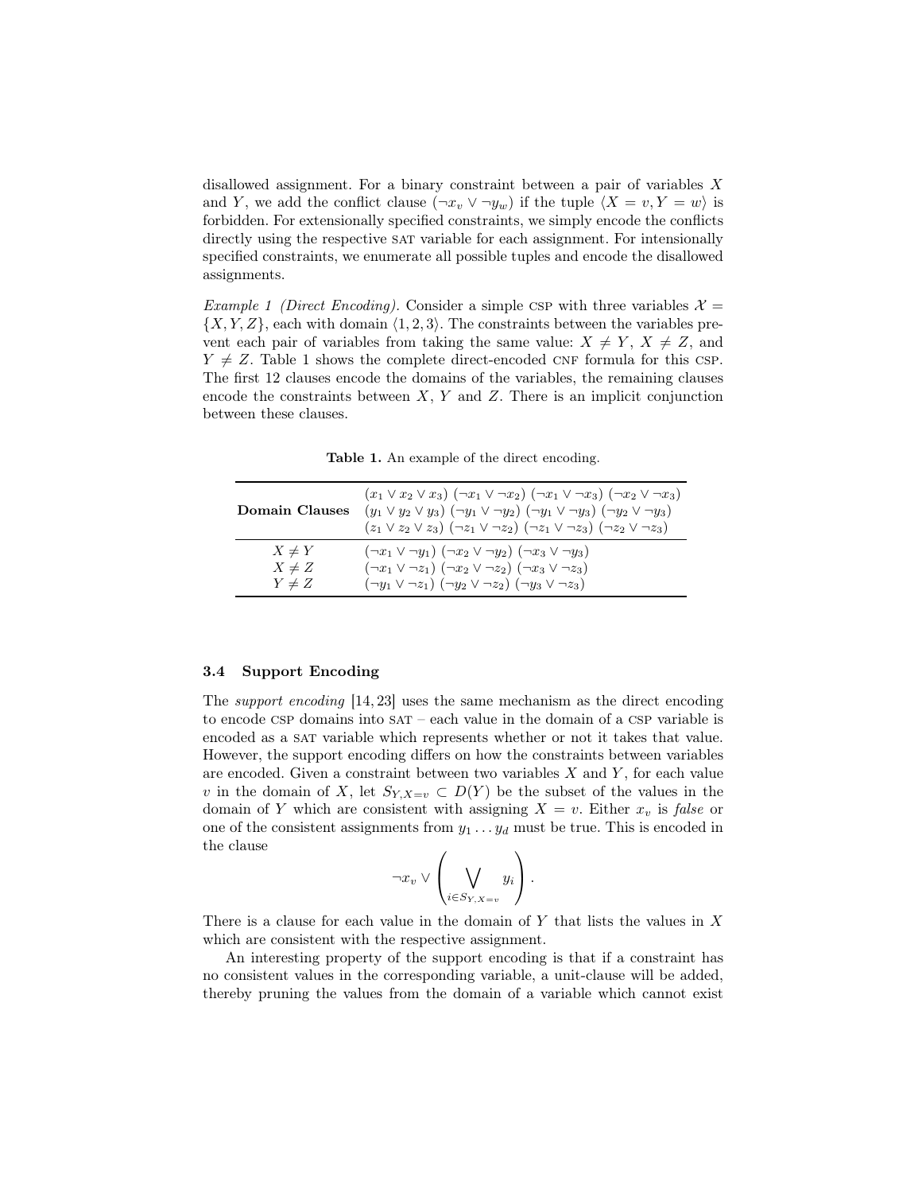disallowed assignment. For a binary constraint between a pair of variables $X$ and $Y$, we add the conflict clause $(\neg x_v \vee \neg y_w)$ if the tuple $\langle X = v, Y = w \rangle$ is forbidden. For extensionally specified constraints, we simply encode the conflicts directly using the respective SAT variable for each assignment. For intensionally specified constraints, we enumerate all possible tuples and encode the disallowed assignments.

*Example 1 (Direct Encoding).* Consider a simple CSP with three variables $\mathcal{X} = \{X, Y, Z\}$, each with domain $\langle 1, 2, 3 \rangle$. The constraints between the variables prevent each pair of variables from taking the same value: $X \neq Y$, $X \neq Z$, and $Y \neq Z$. Table 1 shows the complete direct-encoded CNF formula for this CSP. The first 12 clauses encode the domains of the variables, the remaining clauses encode the constraints between $X$, $Y$ and $Z$. There is an implicit conjunction between these clauses.

**Table 1.** An example of the direct encoding.

| | |
|---|---|
| **Domain Clauses** | $(x_1 \vee x_2 \vee x_3)$ $(\neg x_1 \vee \neg x_2)$ $(\neg x_1 \vee \neg x_3)$ $(\neg x_2 \vee \neg x_3)$<br>$(y_1 \vee y_2 \vee y_3)$ $(\neg y_1 \vee \neg y_2)$ $(\neg y_1 \vee \neg y_3)$ $(\neg y_2 \vee \neg y_3)$<br>$(z_1 \vee z_2 \vee z_3)$ $(\neg z_1 \vee \neg z_2)$ $(\neg z_1 \vee \neg z_3)$ $(\neg z_2 \vee \neg z_3)$ |
| $X \neq Y$ | $(\neg x_1 \vee \neg y_1)$ $(\neg x_2 \vee \neg y_2)$ $(\neg x_3 \vee \neg y_3)$ |
| $X \neq Z$ | $(\neg x_1 \vee \neg z_1)$ $(\neg x_2 \vee \neg z_2)$ $(\neg x_3 \vee \neg z_3)$ |
| $Y \neq Z$ | $(\neg y_1 \vee \neg z_1)$ $(\neg y_2 \vee \neg z_2)$ $(\neg y_3 \vee \neg z_3)$ |

### 3.4 Support Encoding

The *support encoding* [14, 23] uses the same mechanism as the direct encoding to encode CSP domains into SAT – each value in the domain of a CSP variable is encoded as a SAT variable which represents whether or not it takes that value. However, the support encoding differs on how the constraints between variables are encoded. Given a constraint between two variables $X$ and $Y$, for each value $v$ in the domain of $X$, let $S_{Y,X=v} \subset D(Y)$ be the subset of the values in the domain of $Y$ which are consistent with assigning $X = v$. Either $x_v$ is *false* or one of the consistent assignments from $y_1 \ldots y_d$ must be true. This is encoded in the clause

$$\neg x_v \vee \left( \bigvee_{i \in S_{Y,X=v}} y_i \right).$$

There is a clause for each value in the domain of $Y$ that lists the values in $X$ which are consistent with the respective assignment.

An interesting property of the support encoding is that if a constraint has no consistent values in the corresponding variable, a unit-clause will be added, thereby pruning the values from the domain of a variable which cannot exist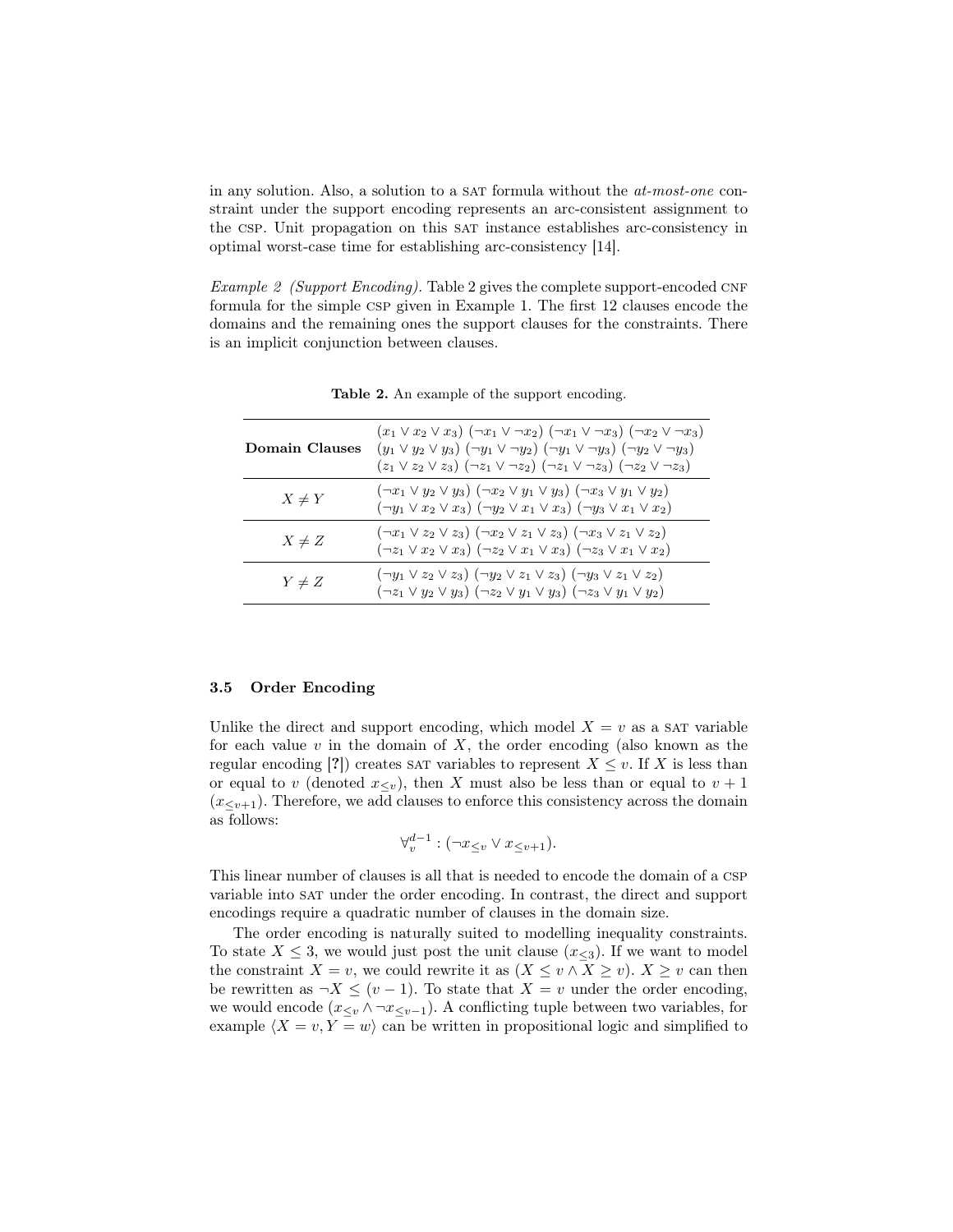in any solution. Also, a solution to a SAT formula without the *at-most-one* constraint under the support encoding represents an arc-consistent assignment to the CSP. Unit propagation on this SAT instance establishes arc-consistency in optimal worst-case time for establishing arc-consistency [14].

*Example 2 (Support Encoding).* Table 2 gives the complete support-encoded CNF formula for the simple CSP given in Example 1. The first 12 clauses encode the domains and the remaining ones the support clauses for the constraints. There is an implicit conjunction between clauses.

**Table 2.** An example of the support encoding.

| | |
|---|---|
| **Domain Clauses** | $(x_1 \vee x_2 \vee x_3)$ $(\neg x_1 \vee \neg x_2)$ $(\neg x_1 \vee \neg x_3)$ $(\neg x_2 \vee \neg x_3)$ $(y_1 \vee y_2 \vee y_3)$ $(\neg y_1 \vee \neg y_2)$ $(\neg y_1 \vee \neg y_3)$ $(\neg y_2 \vee \neg y_3)$ $(z_1 \vee z_2 \vee z_3)$ $(\neg z_1 \vee \neg z_2)$ $(\neg z_1 \vee \neg z_3)$ $(\neg z_2 \vee \neg z_3)$ |
| $X \neq Y$ | $(\neg x_1 \vee y_2 \vee y_3)$ $(\neg x_2 \vee y_1 \vee y_3)$ $(\neg x_3 \vee y_1 \vee y_2)$ $(\neg y_1 \vee x_2 \vee x_3)$ $(\neg y_2 \vee x_1 \vee x_3)$ $(\neg y_3 \vee x_1 \vee x_2)$ |
| $X \neq Z$ | $(\neg x_1 \vee z_2 \vee z_3)$ $(\neg x_2 \vee z_1 \vee z_3)$ $(\neg x_3 \vee z_1 \vee z_2)$ $(\neg z_1 \vee x_2 \vee x_3)$ $(\neg z_2 \vee x_1 \vee x_3)$ $(\neg z_3 \vee x_1 \vee x_2)$ |
| $Y \neq Z$ | $(\neg y_1 \vee z_2 \vee z_3)$ $(\neg y_2 \vee z_1 \vee z_3)$ $(\neg y_3 \vee z_1 \vee z_2)$ $(\neg z_1 \vee y_2 \vee y_3)$ $(\neg z_2 \vee y_1 \vee y_3)$ $(\neg z_3 \vee y_1 \vee y_2)$ |

### 3.5 Order Encoding

Unlike the direct and support encoding, which model $X = v$ as a SAT variable for each value $v$ in the domain of $X$, the order encoding (also known as the regular encoding [?]) creates SAT variables to represent $X \leq v$. If $X$ is less than or equal to $v$ (denoted $x_{\leq v}$), then $X$ must also be less than or equal to $v + 1$ ($x_{\leq v+1}$). Therefore, we add clauses to enforce this consistency across the domain as follows:

$$\forall_v^{d-1} : (\neg x_{\leq v} \vee x_{\leq v+1}).$$

This linear number of clauses is all that is needed to encode the domain of a CSP variable into SAT under the order encoding. In contrast, the direct and support encodings require a quadratic number of clauses in the domain size.

The order encoding is naturally suited to modelling inequality constraints. To state $X \leq 3$, we would just post the unit clause $(x_{\leq 3})$. If we want to model the constraint $X = v$, we could rewrite it as $(X \leq v \wedge X \geq v)$. $X \geq v$ can then be rewritten as $\neg X \leq (v - 1)$. To state that $X = v$ under the order encoding, we would encode $(x_{\leq v} \wedge \neg x_{\leq v-1})$. A conflicting tuple between two variables, for example $\langle X = v, Y = w \rangle$ can be written in propositional logic and simplified to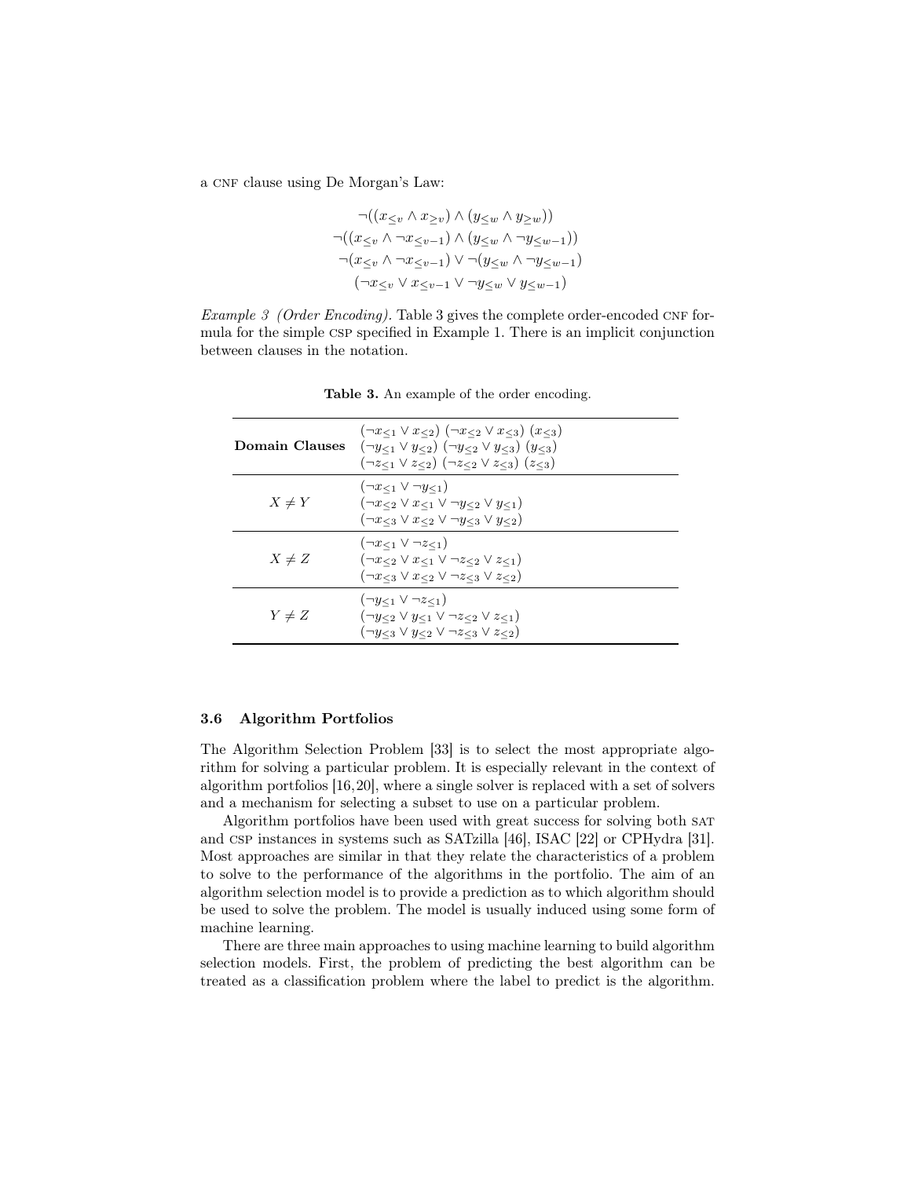a CNF clause using De Morgan's Law:

$$\neg((x_{\leq v} \wedge x_{\geq v}) \wedge (y_{\leq w} \wedge y_{\geq w}))$$
$$\neg((x_{\leq v} \wedge \neg x_{\leq v-1}) \wedge (y_{\leq w} \wedge \neg y_{\leq w-1}))$$
$$\neg(x_{\leq v} \wedge \neg x_{\leq v-1}) \vee \neg(y_{\leq w} \wedge \neg y_{\leq w-1})$$
$$(\neg x_{\leq v} \vee x_{\leq v-1} \vee \neg y_{\leq w} \vee y_{\leq w-1})$$

*Example 3 (Order Encoding).* Table 3 gives the complete order-encoded CNF formula for the simple CSP specified in Example 1. There is an implicit conjunction between clauses in the notation.

**Table 3.** An example of the order encoding.

| | |
|---|---|
| **Domain Clauses** | $(\neg x_{\leq 1} \vee x_{\leq 2})$ $(\neg x_{\leq 2} \vee x_{\leq 3})$ $(x_{\leq 3})$<br>$(\neg y_{\leq 1} \vee y_{\leq 2})$ $(\neg y_{\leq 2} \vee y_{\leq 3})$ $(y_{\leq 3})$<br>$(\neg z_{\leq 1} \vee z_{\leq 2})$ $(\neg z_{\leq 2} \vee z_{\leq 3})$ $(z_{\leq 3})$ |
| $X \neq Y$ | $(\neg x_{\leq 1} \vee \neg y_{\leq 1})$<br>$(\neg x_{\leq 2} \vee x_{\leq 1} \vee \neg y_{\leq 2} \vee y_{\leq 1})$<br>$(\neg x_{\leq 3} \vee x_{\leq 2} \vee \neg y_{\leq 3} \vee y_{\leq 2})$ |
| $X \neq Z$ | $(\neg x_{\leq 1} \vee \neg z_{\leq 1})$<br>$(\neg x_{\leq 2} \vee x_{\leq 1} \vee \neg z_{\leq 2} \vee z_{\leq 1})$<br>$(\neg x_{\leq 3} \vee x_{\leq 2} \vee \neg z_{\leq 3} \vee z_{\leq 2})$ |
| $Y \neq Z$ | $(\neg y_{\leq 1} \vee \neg z_{\leq 1})$<br>$(\neg y_{\leq 2} \vee y_{\leq 1} \vee \neg z_{\leq 2} \vee z_{\leq 1})$<br>$(\neg y_{\leq 3} \vee y_{\leq 2} \vee \neg z_{\leq 3} \vee z_{\leq 2})$ |

### 3.6 Algorithm Portfolios

The Algorithm Selection Problem [33] is to select the most appropriate algorithm for solving a particular problem. It is especially relevant in the context of algorithm portfolios [16,20], where a single solver is replaced with a set of solvers and a mechanism for selecting a subset to use on a particular problem.

Algorithm portfolios have been used with great success for solving both SAT and CSP instances in systems such as SATzilla [46], ISAC [22] or CPHydra [31]. Most approaches are similar in that they relate the characteristics of a problem to solve to the performance of the algorithms in the portfolio. The aim of an algorithm selection model is to provide a prediction as to which algorithm should be used to solve the problem. The model is usually induced using some form of machine learning.

There are three main approaches to using machine learning to build algorithm selection models. First, the problem of predicting the best algorithm can be treated as a classification problem where the label to predict is the algorithm.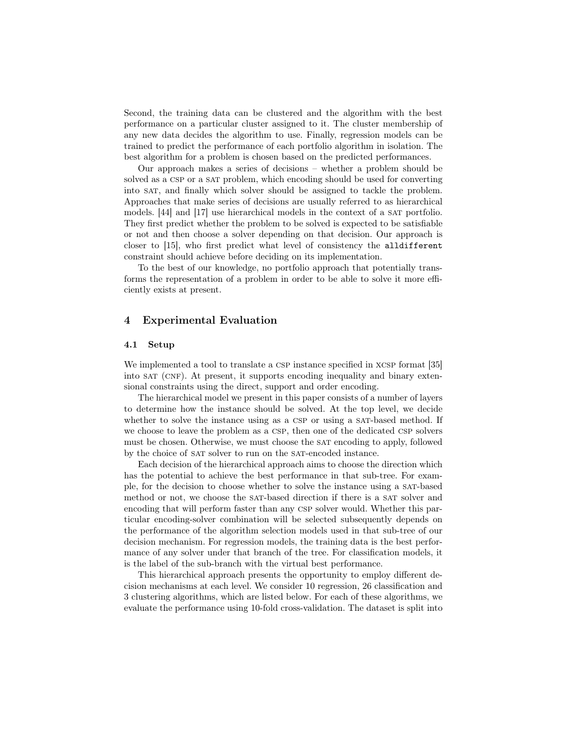Second, the training data can be clustered and the algorithm with the best performance on a particular cluster assigned to it. The cluster membership of any new data decides the algorithm to use. Finally, regression models can be trained to predict the performance of each portfolio algorithm in isolation. The best algorithm for a problem is chosen based on the predicted performances.

Our approach makes a series of decisions – whether a problem should be solved as a CSP or a SAT problem, which encoding should be used for converting into SAT, and finally which solver should be assigned to tackle the problem. Approaches that make series of decisions are usually referred to as hierarchical models. [44] and [17] use hierarchical models in the context of a SAT portfolio. They first predict whether the problem to be solved is expected to be satisfiable or not and then choose a solver depending on that decision. Our approach is closer to [15], who first predict what level of consistency the `alldifferent` constraint should achieve before deciding on its implementation.

To the best of our knowledge, no portfolio approach that potentially transforms the representation of a problem in order to be able to solve it more efficiently exists at present.

## 4 Experimental Evaluation

### 4.1 Setup

We implemented a tool to translate a CSP instance specified in XCSP format [35] into SAT (CNF). At present, it supports encoding inequality and binary extensional constraints using the direct, support and order encoding.

The hierarchical model we present in this paper consists of a number of layers to determine how the instance should be solved. At the top level, we decide whether to solve the instance using as a CSP or using a SAT-based method. If we choose to leave the problem as a CSP, then one of the dedicated CSP solvers must be chosen. Otherwise, we must choose the SAT encoding to apply, followed by the choice of SAT solver to run on the SAT-encoded instance.

Each decision of the hierarchical approach aims to choose the direction which has the potential to achieve the best performance in that sub-tree. For example, for the decision to choose whether to solve the instance using a SAT-based method or not, we choose the SAT-based direction if there is a SAT solver and encoding that will perform faster than any CSP solver would. Whether this particular encoding-solver combination will be selected subsequently depends on the performance of the algorithm selection models used in that sub-tree of our decision mechanism. For regression models, the training data is the best performance of any solver under that branch of the tree. For classification models, it is the label of the sub-branch with the virtual best performance.

This hierarchical approach presents the opportunity to employ different decision mechanisms at each level. We consider 10 regression, 26 classification and 3 clustering algorithms, which are listed below. For each of these algorithms, we evaluate the performance using 10-fold cross-validation. The dataset is split into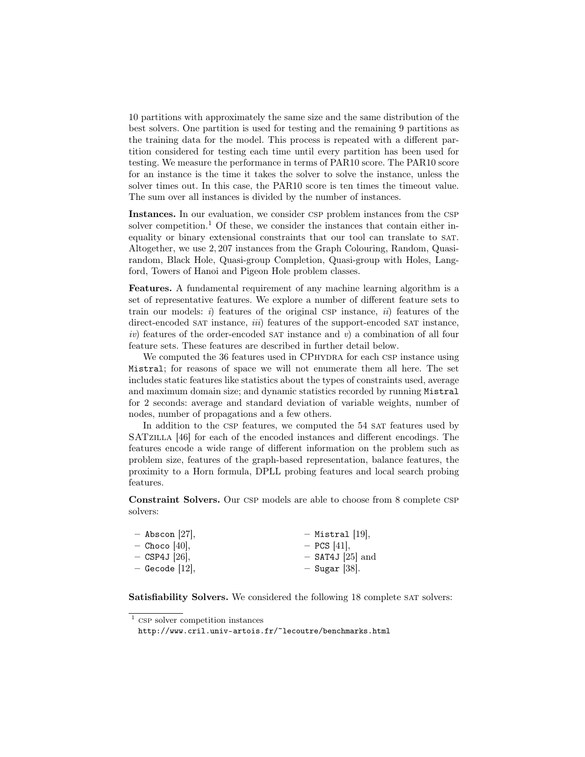10 partitions with approximately the same size and the same distribution of the best solvers. One partition is used for testing and the remaining 9 partitions as the training data for the model. This process is repeated with a different partition considered for testing each time until every partition has been used for testing. We measure the performance in terms of PAR10 score. The PAR10 score for an instance is the time it takes the solver to solve the instance, unless the solver times out. In this case, the PAR10 score is ten times the timeout value. The sum over all instances is divided by the number of instances.

**Instances.** In our evaluation, we consider CSP problem instances from the CSP solver competition.[1] Of these, we consider the instances that contain either inequality or binary extensional constraints that our tool can translate to SAT. Altogether, we use 2,207 instances from the Graph Colouring, Random, Quasi-random, Black Hole, Quasi-group Completion, Quasi-group with Holes, Langford, Towers of Hanoi and Pigeon Hole problem classes.

**Features.** A fundamental requirement of any machine learning algorithm is a set of representative features. We explore a number of different feature sets to train our models: *i)* features of the original CSP instance, *ii)* features of the direct-encoded SAT instance, *iii)* features of the support-encoded SAT instance, *iv)* features of the order-encoded SAT instance and *v)* a combination of all four feature sets. These features are described in further detail below.

We computed the 36 features used in CPHYDRA for each CSP instance using `Mistral`; for reasons of space we will not enumerate them all here. The set includes static features like statistics about the types of constraints used, average and maximum domain size; and dynamic statistics recorded by running `Mistral` for 2 seconds: average and standard deviation of variable weights, number of nodes, number of propagations and a few others.

In addition to the CSP features, we computed the 54 SAT features used by SATZILLA [46] for each of the encoded instances and different encodings. The features encode a wide range of different information on the problem such as problem size, features of the graph-based representation, balance features, the proximity to a Horn formula, DPLL probing features and local search probing features.

**Constraint Solvers.** Our CSP models are able to choose from 8 complete CSP solvers:

- `Abscon` [27],
- `Choco` [40],
- `CSP4J` [26],
- `Gecode` [12],
- `Mistral` [19],
- `PCS` [41],
- `SAT4J` [25] and
- `Sugar` [38].

**Satisfiability Solvers.** We considered the following 18 complete SAT solvers:

[1] CSP solver competition instances
`http://www.cril.univ-artois.fr/~lecoutre/benchmarks.html`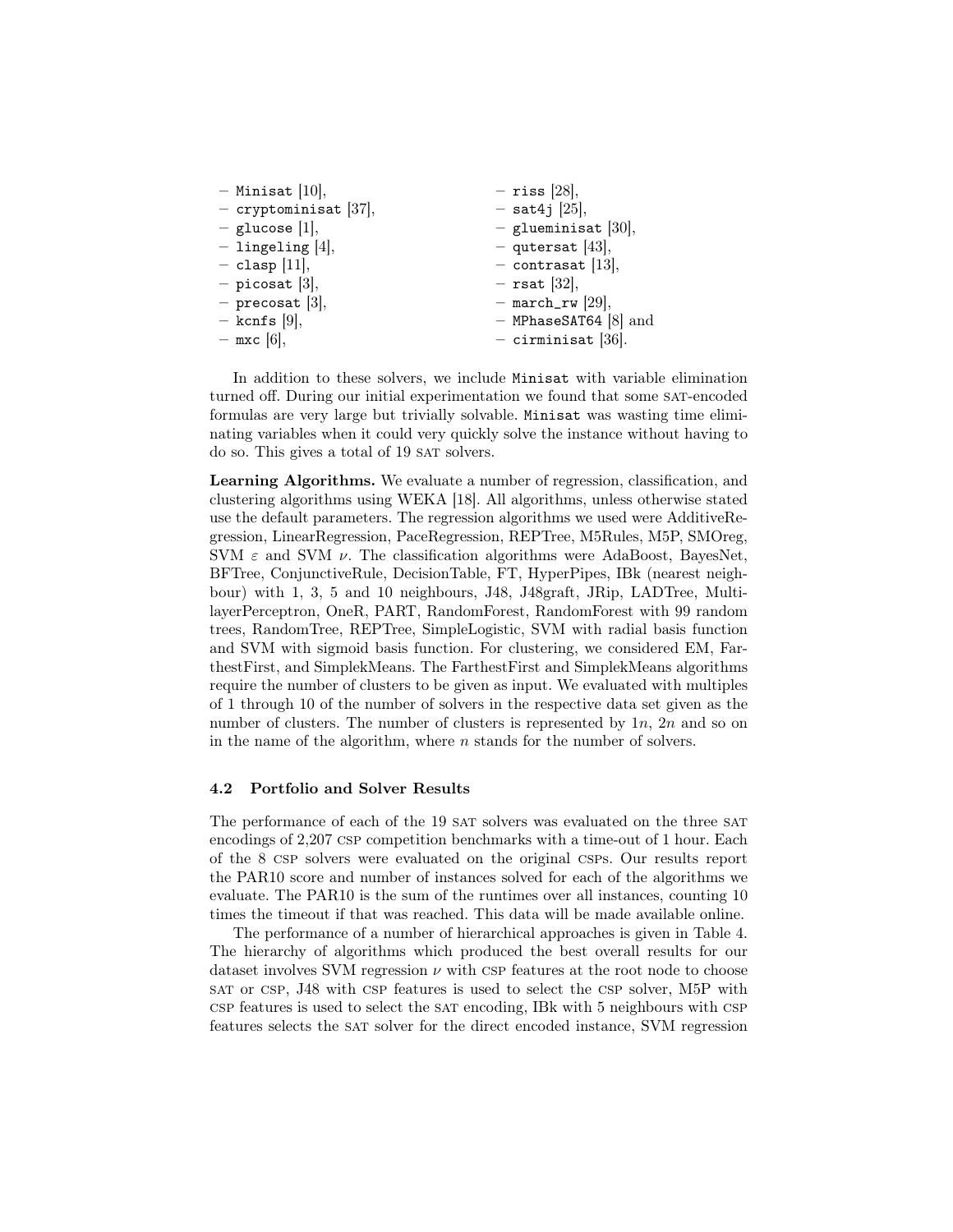- Minisat [10],
- cryptominisat [37],
- glucose [1],
- lingeling [4],
- clasp [11],
- picosat [3],
- precosat [3],
- kcnfs [9],
- mxc [6],
- riss [28],
- sat4j [25],
- glueminisat [30],
- qutersat [43],
- contrasat [13],
- rsat [32],
- march_rw [29],
- MPhaseSAT64 [8] and
- cirminisat [36].

In addition to these solvers, we include Minisat with variable elimination turned off. During our initial experimentation we found that some SAT-encoded formulas are very large but trivially solvable. Minisat was wasting time eliminating variables when it could very quickly solve the instance without having to do so. This gives a total of 19 SAT solvers.

**Learning Algorithms.** We evaluate a number of regression, classification, and clustering algorithms using WEKA [18]. All algorithms, unless otherwise stated use the default parameters. The regression algorithms we used were AdditiveRegression, LinearRegression, PaceRegression, REPTree, M5Rules, M5P, SMOreg, SVM $\varepsilon$ and SVM $\nu$. The classification algorithms were AdaBoost, BayesNet, BFTree, ConjunctiveRule, DecisionTable, FT, HyperPipes, IBk (nearest neighbour) with 1, 3, 5 and 10 neighbours, J48, J48graft, JRip, LADTree, MultilayerPerceptron, OneR, PART, RandomForest, RandomForest with 99 random trees, RandomTree, REPTree, SimpleLogistic, SVM with radial basis function and SVM with sigmoid basis function. For clustering, we considered EM, FarthestFirst, and SimplekMeans. The FarthestFirst and SimplekMeans algorithms require the number of clusters to be given as input. We evaluated with multiples of 1 through 10 of the number of solvers in the respective data set given as the number of clusters. The number of clusters is represented by $1n$, $2n$ and so on in the name of the algorithm, where $n$ stands for the number of solvers.

### 4.2 Portfolio and Solver Results

The performance of each of the 19 SAT solvers was evaluated on the three SAT encodings of 2,207 CSP competition benchmarks with a time-out of 1 hour. Each of the 8 CSP solvers were evaluated on the original CSPs. Our results report the PAR10 score and number of instances solved for each of the algorithms we evaluate. The PAR10 is the sum of the runtimes over all instances, counting 10 times the timeout if that was reached. This data will be made available online.

The performance of a number of hierarchical approaches is given in Table 4. The hierarchy of algorithms which produced the best overall results for our dataset involves SVM regression $\nu$ with CSP features at the root node to choose SAT or CSP, J48 with CSP features is used to select the CSP solver, M5P with CSP features is used to select the SAT encoding, IBk with 5 neighbours with CSP features selects the SAT solver for the direct encoded instance, SVM regression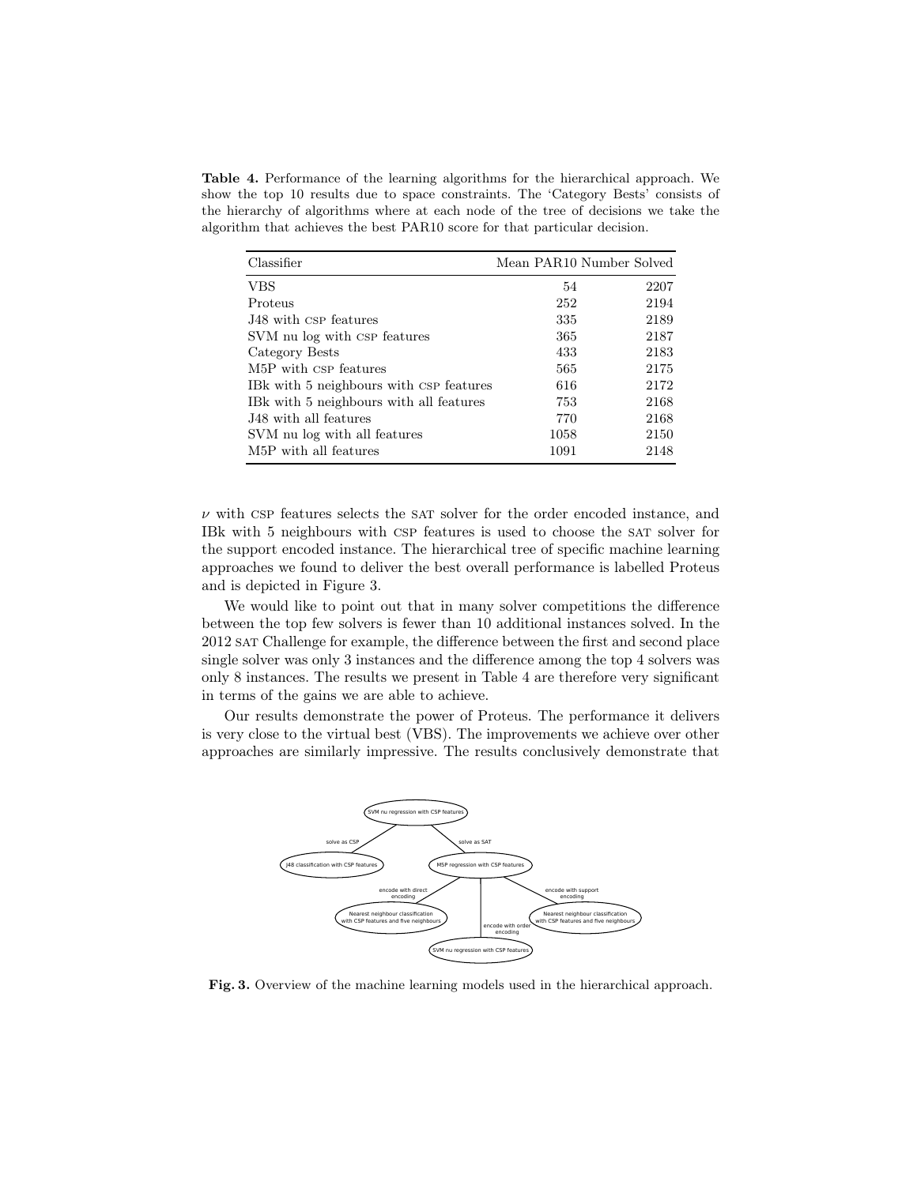**Table 4.** Performance of the learning algorithms for the hierarchical approach. We show the top 10 results due to space constraints. The 'Category Bests' consists of the hierarchy of algorithms where at each node of the tree of decisions we take the algorithm that achieves the best PAR10 score for that particular decision.

| Classifier | Mean PAR10 | Number Solved |
|---|---|---|
| VBS | 54 | 2207 |
| Proteus | 252 | 2194 |
| J48 with CSP features | 335 | 2189 |
| SVM nu log with CSP features | 365 | 2187 |
| Category Bests | 433 | 2183 |
| M5P with CSP features | 565 | 2175 |
| IBk with 5 neighbours with CSP features | 616 | 2172 |
| IBk with 5 neighbours with all features | 753 | 2168 |
| J48 with all features | 770 | 2168 |
| SVM nu log with all features | 1058 | 2150 |
| M5P with all features | 1091 | 2148 |

$\nu$ with CSP features selects the SAT solver for the order encoded instance, and IBk with 5 neighbours with CSP features is used to choose the SAT solver for the support encoded instance. The hierarchical tree of specific machine learning approaches we found to deliver the best overall performance is labelled Proteus and is depicted in Figure 3.

We would like to point out that in many solver competitions the difference between the top few solvers is fewer than 10 additional instances solved. In the 2012 SAT Challenge for example, the difference between the first and second place single solver was only 3 instances and the difference among the top 4 solvers was only 8 instances. The results we present in Table 4 are therefore very significant in terms of the gains we are able to achieve.

Our results demonstrate the power of Proteus. The performance it delivers is very close to the virtual best (VBS). The improvements we achieve over other approaches are similarly impressive. The results conclusively demonstrate that

**Fig. 3.** Overview of the machine learning models used in the hierarchical approach.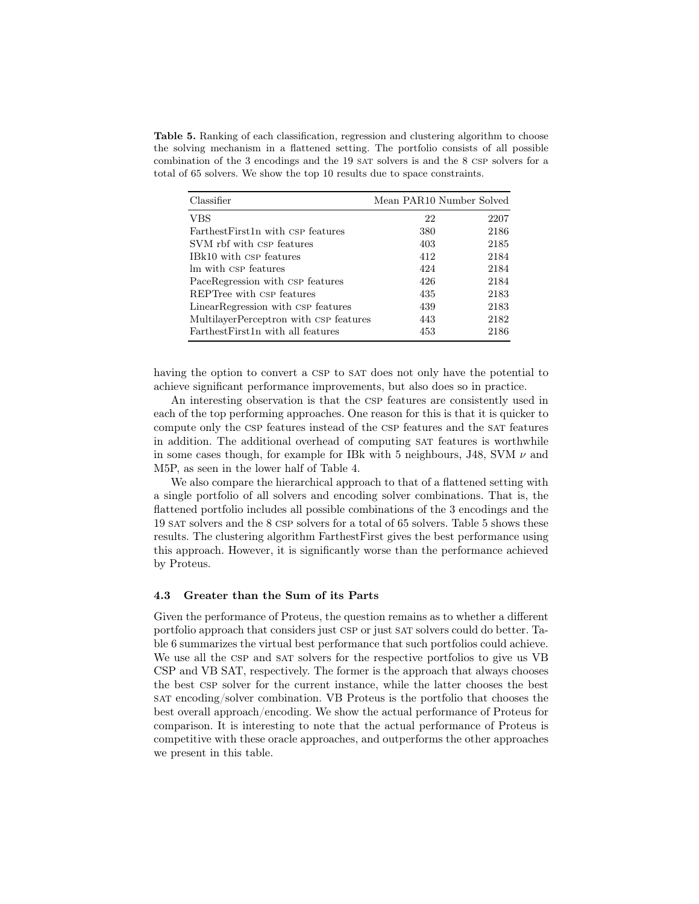**Table 5.** Ranking of each classification, regression and clustering algorithm to choose the solving mechanism in a flattened setting. The portfolio consists of all possible combination of the 3 encodings and the 19 SAT solvers is and the 8 CSP solvers for a total of 65 solvers. We show the top 10 results due to space constraints.

| Classifier | Mean PAR10 | Number Solved |
|---|---|---|
| VBS | 22 | 2207 |
| FarthestFirst1n with CSP features | 380 | 2186 |
| SVM rbf with CSP features | 403 | 2185 |
| IBk10 with CSP features | 412 | 2184 |
| lm with CSP features | 424 | 2184 |
| PaceRegression with CSP features | 426 | 2184 |
| REPTree with CSP features | 435 | 2183 |
| LinearRegression with CSP features | 439 | 2183 |
| MultilayerPerceptron with CSP features | 443 | 2182 |
| FarthestFirst1n with all features | 453 | 2186 |

having the option to convert a CSP to SAT does not only have the potential to achieve significant performance improvements, but also does so in practice.

An interesting observation is that the CSP features are consistently used in each of the top performing approaches. One reason for this is that it is quicker to compute only the CSP features instead of the CSP features and the SAT features in addition. The additional overhead of computing SAT features is worthwhile in some cases though, for example for IBk with 5 neighbours, J48, SVM $\nu$ and M5P, as seen in the lower half of Table 4.

We also compare the hierarchical approach to that of a flattened setting with a single portfolio of all solvers and encoding solver combinations. That is, the flattened portfolio includes all possible combinations of the 3 encodings and the 19 SAT solvers and the 8 CSP solvers for a total of 65 solvers. Table 5 shows these results. The clustering algorithm FarthestFirst gives the best performance using this approach. However, it is significantly worse than the performance achieved by Proteus.

### 4.3 Greater than the Sum of its Parts

Given the performance of Proteus, the question remains as to whether a different portfolio approach that considers just CSP or just SAT solvers could do better. Table 6 summarizes the virtual best performance that such portfolios could achieve. We use all the CSP and SAT solvers for the respective portfolios to give us VB CSP and VB SAT, respectively. The former is the approach that always chooses the best CSP solver for the current instance, while the latter chooses the best SAT encoding/solver combination. VB Proteus is the portfolio that chooses the best overall approach/encoding. We show the actual performance of Proteus for comparison. It is interesting to note that the actual performance of Proteus is competitive with these oracle approaches, and outperforms the other approaches we present in this table.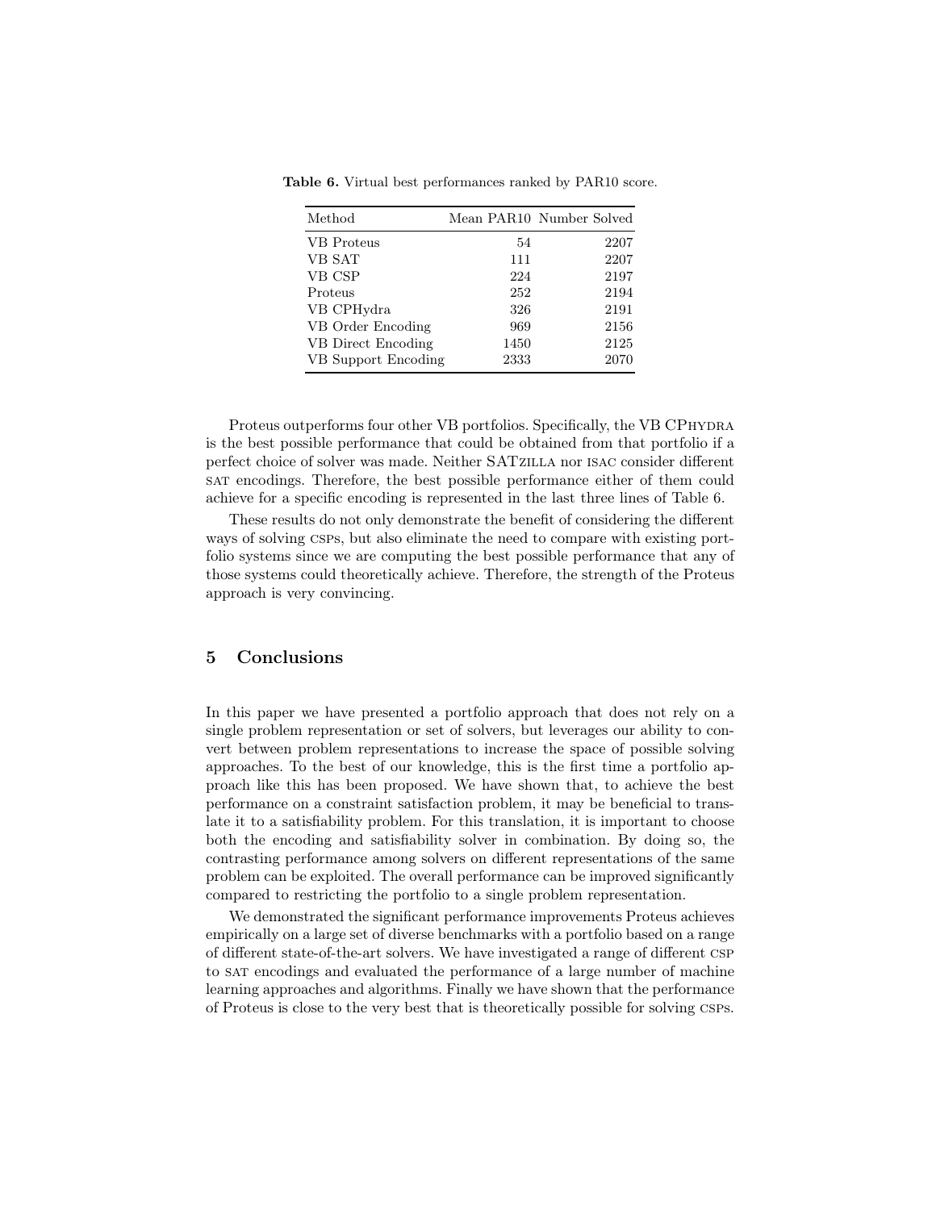**Table 6.** Virtual best performances ranked by PAR10 score.

| Method | Mean PAR10 | Number Solved |
|---|---|---|
| VB Proteus | 54 | 2207 |
| VB SAT | 111 | 2207 |
| VB CSP | 224 | 2197 |
| Proteus | 252 | 2194 |
| VB CPHydra | 326 | 2191 |
| VB Order Encoding | 969 | 2156 |
| VB Direct Encoding | 1450 | 2125 |
| VB Support Encoding | 2333 | 2070 |

Proteus outperforms four other VB portfolios. Specifically, the VB CPHYDRA is the best possible performance that could be obtained from that portfolio if a perfect choice of solver was made. Neither SATZILLA nor ISAC consider different SAT encodings. Therefore, the best possible performance either of them could achieve for a specific encoding is represented in the last three lines of Table 6.

These results do not only demonstrate the benefit of considering the different ways of solving CSPs, but also eliminate the need to compare with existing portfolio systems since we are computing the best possible performance that any of those systems could theoretically achieve. Therefore, the strength of the Proteus approach is very convincing.

## 5 Conclusions

In this paper we have presented a portfolio approach that does not rely on a single problem representation or set of solvers, but leverages our ability to convert between problem representations to increase the space of possible solving approaches. To the best of our knowledge, this is the first time a portfolio approach like this has been proposed. We have shown that, to achieve the best performance on a constraint satisfaction problem, it may be beneficial to translate it to a satisfiability problem. For this translation, it is important to choose both the encoding and satisfiability solver in combination. By doing so, the contrasting performance among solvers on different representations of the same problem can be exploited. The overall performance can be improved significantly compared to restricting the portfolio to a single problem representation.

We demonstrated the significant performance improvements Proteus achieves empirically on a large set of diverse benchmarks with a portfolio based on a range of different state-of-the-art solvers. We have investigated a range of different CSP to SAT encodings and evaluated the performance of a large number of machine learning approaches and algorithms. Finally we have shown that the performance of Proteus is close to the very best that is theoretically possible for solving CSPs.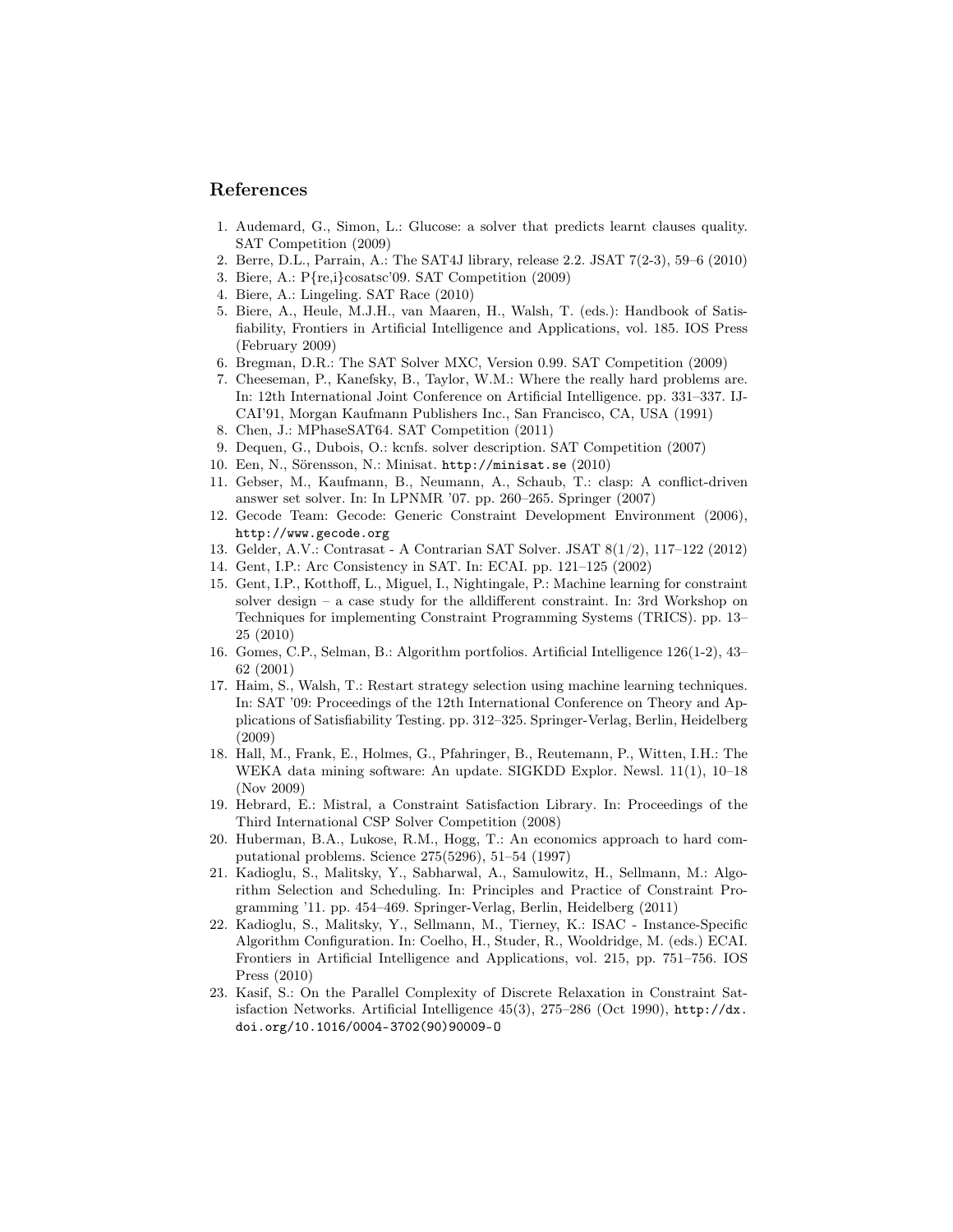## References

1. Audemard, G., Simon, L.: Glucose: a solver that predicts learnt clauses quality. SAT Competition (2009)
2. Berre, D.L., Parrain, A.: The SAT4J library, release 2.2. JSAT 7(2-3), 59–6 (2010)
3. Biere, A.: P{re,i}cosatsc'09. SAT Competition (2009)
4. Biere, A.: Lingeling. SAT Race (2010)
5. Biere, A., Heule, M.J.H., van Maaren, H., Walsh, T. (eds.): Handbook of Satisfiability, Frontiers in Artificial Intelligence and Applications, vol. 185. IOS Press (February 2009)
6. Bregman, D.R.: The SAT Solver MXC, Version 0.99. SAT Competition (2009)
7. Cheeseman, P., Kanefsky, B., Taylor, W.M.: Where the really hard problems are. In: 12th International Joint Conference on Artificial Intelligence. pp. 331–337. IJCAI'91, Morgan Kaufmann Publishers Inc., San Francisco, CA, USA (1991)
8. Chen, J.: MPhaseSAT64. SAT Competition (2011)
9. Dequen, G., Dubois, O.: kcnfs. solver description. SAT Competition (2007)
10. Een, N., Sörensson, N.: Minisat. `http://minisat.se` (2010)
11. Gebser, M., Kaufmann, B., Neumann, A., Schaub, T.: clasp: A conflict-driven answer set solver. In: In LPNMR '07. pp. 260–265. Springer (2007)
12. Gecode Team: Gecode: Generic Constraint Development Environment (2006), `http://www.gecode.org`
13. Gelder, A.V.: Contrasat - A Contrarian SAT Solver. JSAT 8(1/2), 117–122 (2012)
14. Gent, I.P.: Arc Consistency in SAT. In: ECAI. pp. 121–125 (2002)
15. Gent, I.P., Kotthoff, L., Miguel, I., Nightingale, P.: Machine learning for constraint solver design – a case study for the alldifferent constraint. In: 3rd Workshop on Techniques for implementing Constraint Programming Systems (TRICS). pp. 13–25 (2010)
16. Gomes, C.P., Selman, B.: Algorithm portfolios. Artificial Intelligence 126(1-2), 43–62 (2001)
17. Haim, S., Walsh, T.: Restart strategy selection using machine learning techniques. In: SAT '09: Proceedings of the 12th International Conference on Theory and Applications of Satisfiability Testing. pp. 312–325. Springer-Verlag, Berlin, Heidelberg (2009)
18. Hall, M., Frank, E., Holmes, G., Pfahringer, B., Reutemann, P., Witten, I.H.: The WEKA data mining software: An update. SIGKDD Explor. Newsl. 11(1), 10–18 (Nov 2009)
19. Hebrard, E.: Mistral, a Constraint Satisfaction Library. In: Proceedings of the Third International CSP Solver Competition (2008)
20. Huberman, B.A., Lukose, R.M., Hogg, T.: An economics approach to hard computational problems. Science 275(5296), 51–54 (1997)
21. Kadioglu, S., Malitsky, Y., Sabharwal, A., Samulowitz, H., Sellmann, M.: Algorithm Selection and Scheduling. In: Principles and Practice of Constraint Programming '11. pp. 454–469. Springer-Verlag, Berlin, Heidelberg (2011)
22. Kadioglu, S., Malitsky, Y., Sellmann, M., Tierney, K.: ISAC - Instance-Specific Algorithm Configuration. In: Coelho, H., Studer, R., Wooldridge, M. (eds.) ECAI. Frontiers in Artificial Intelligence and Applications, vol. 215, pp. 751–756. IOS Press (2010)
23. Kasif, S.: On the Parallel Complexity of Discrete Relaxation in Constraint Satisfaction Networks. Artificial Intelligence 45(3), 275–286 (Oct 1990), `http://dx.doi.org/10.1016/0004-3702(90)90009-O`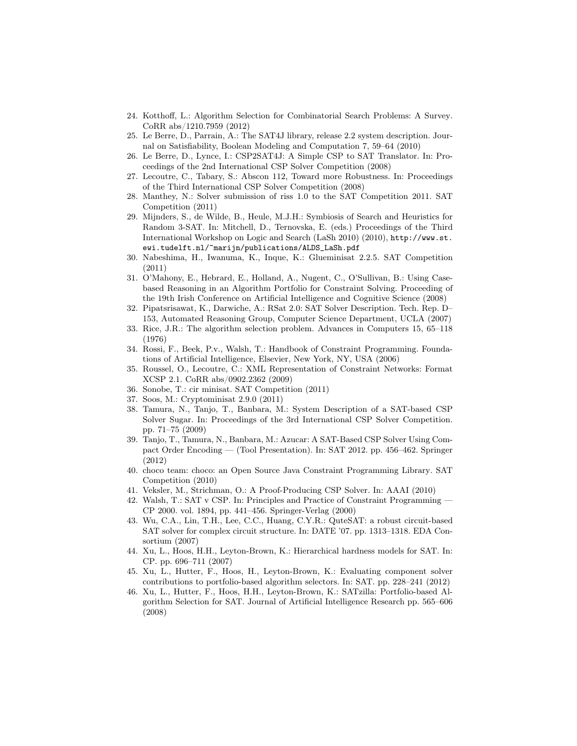24. Kotthoff, L.: Algorithm Selection for Combinatorial Search Problems: A Survey. CoRR abs/1210.7959 (2012)
25. Le Berre, D., Parrain, A.: The SAT4J library, release 2.2 system description. Journal on Satisfiability, Boolean Modeling and Computation 7, 59–64 (2010)
26. Le Berre, D., Lynce, I.: CSP2SAT4J: A Simple CSP to SAT Translator. In: Proceedings of the 2nd International CSP Solver Competition (2008)
27. Lecoutre, C., Tabary, S.: Abscon 112, Toward more Robustness. In: Proceedings of the Third International CSP Solver Competition (2008)
28. Manthey, N.: Solver submission of riss 1.0 to the SAT Competition 2011. SAT Competition (2011)
29. Mijnders, S., de Wilde, B., Heule, M.J.H.: Symbiosis of Search and Heuristics for Random 3-SAT. In: Mitchell, D., Ternovska, E. (eds.) Proceedings of the Third International Workshop on Logic and Search (LaSh 2010) (2010), http://www.st.ewi.tudelft.nl/~marijn/publications/ALDS_LaSh.pdf
30. Nabeshima, H., Iwanuma, K., Inque, K.: Glueminisat 2.2.5. SAT Competition (2011)
31. O'Mahony, E., Hebrard, E., Holland, A., Nugent, C., O'Sullivan, B.: Using Case-based Reasoning in an Algorithm Portfolio for Constraint Solving. Proceeding of the 19th Irish Conference on Artificial Intelligence and Cognitive Science (2008)
32. Pipatsrisawat, K., Darwiche, A.: RSat 2.0: SAT Solver Description. Tech. Rep. D–153, Automated Reasoning Group, Computer Science Department, UCLA (2007)
33. Rice, J.R.: The algorithm selection problem. Advances in Computers 15, 65–118 (1976)
34. Rossi, F., Beek, P.v., Walsh, T.: Handbook of Constraint Programming. Foundations of Artificial Intelligence, Elsevier, New York, NY, USA (2006)
35. Roussel, O., Lecoutre, C.: XML Representation of Constraint Networks: Format XCSP 2.1. CoRR abs/0902.2362 (2009)
36. Sonobe, T.: cir minisat. SAT Competition (2011)
37. Soos, M.: Cryptominisat 2.9.0 (2011)
38. Tamura, N., Tanjo, T., Banbara, M.: System Description of a SAT-based CSP Solver Sugar. In: Proceedings of the 3rd International CSP Solver Competition. pp. 71–75 (2009)
39. Tanjo, T., Tamura, N., Banbara, M.: Azucar: A SAT-Based CSP Solver Using Compact Order Encoding — (Tool Presentation). In: SAT 2012. pp. 456–462. Springer (2012)
40. choco team: choco: an Open Source Java Constraint Programming Library. SAT Competition (2010)
41. Veksler, M., Strichman, O.: A Proof-Producing CSP Solver. In: AAAI (2010)
42. Walsh, T.: SAT v CSP. In: Principles and Practice of Constraint Programming — CP 2000. vol. 1894, pp. 441–456. Springer-Verlag (2000)
43. Wu, C.A., Lin, T.H., Lee, C.C., Huang, C.Y.R.: QuteSAT: a robust circuit-based SAT solver for complex circuit structure. In: DATE '07. pp. 1313–1318. EDA Consortium (2007)
44. Xu, L., Hoos, H.H., Leyton-Brown, K.: Hierarchical hardness models for SAT. In: CP. pp. 696–711 (2007)
45. Xu, L., Hutter, F., Hoos, H., Leyton-Brown, K.: Evaluating component solver contributions to portfolio-based algorithm selectors. In: SAT. pp. 228–241 (2012)
46. Xu, L., Hutter, F., Hoos, H.H., Leyton-Brown, K.: SATzilla: Portfolio-based Algorithm Selection for SAT. Journal of Artificial Intelligence Research pp. 565–606 (2008)